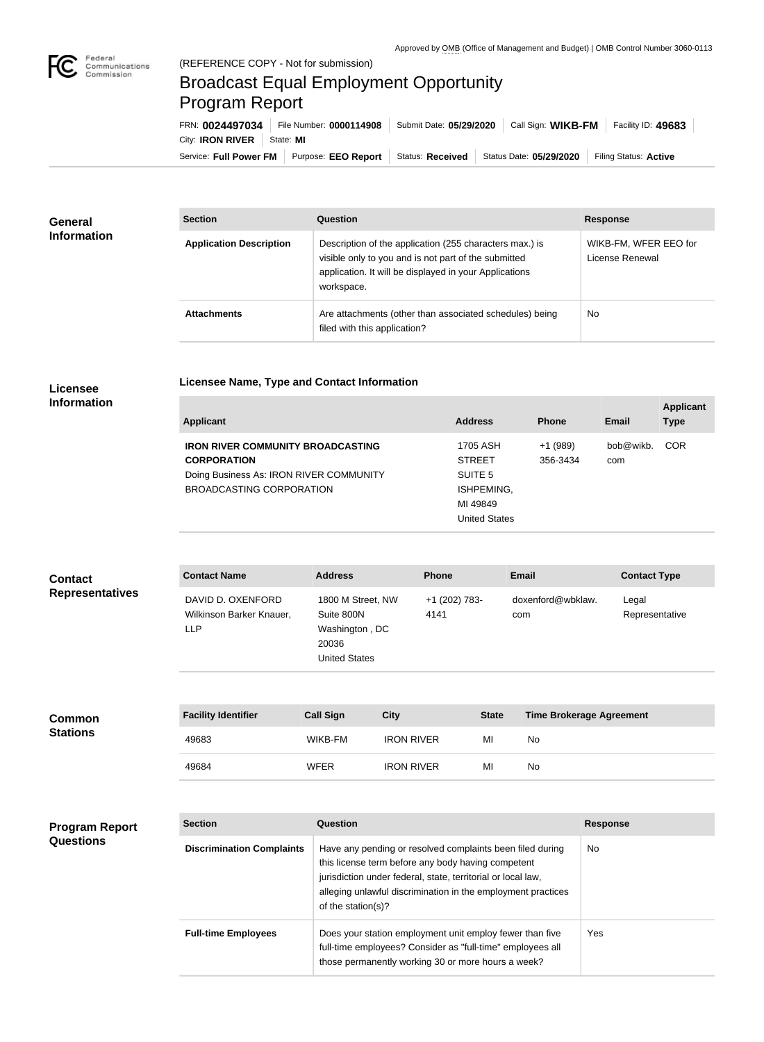Approved by OMB (Office of Management and Budget) | OMB Control Number 3060-0113

(REFERENCE COPY - Not for submission)

# Broadcast Equal Employment Opportunity Program Report

FRN: **0024497034** | File Number: **0000114908** | Submit Date: **05/29/2020** | Call Sign: **WIKB-FM** | Facility ID: **49683**

City: **IRON RIVER** | State: **MI**

Service: **Full Power FM** | Purpose: **EEO Report** | Status: **Received** | Status Date: **05/29/2020** | Filing Status: **Active**

## General Information

| Section | Question | Response |
| --- | --- | --- |
| **Application Description** | Description of the application (255 characters max.) is visible only to you and is not part of the submitted application. It will be displayed in your Applications workspace. | WIKB-FM, WFER EEO for License Renewal |
| **Attachments** | Are attachments (other than associated schedules) being filed with this application? | No |

## Licensee Information

### Licensee Name, Type and Contact Information

| Applicant | Address | Phone | Email | Applicant Type |
| --- | --- | --- | --- | --- |
| **IRON RIVER COMMUNITY BROADCASTING CORPORATION** Doing Business As: IRON RIVER COMMUNITY BROADCASTING CORPORATION | 1705 ASH STREET SUITE 5 ISHPEMING, MI 49849 United States | +1 (989) 356-3434 | bob@wikb.com | COR |

## Contact Representatives

| Contact Name | Address | Phone | Email | Contact Type |
| --- | --- | --- | --- | --- |
| DAVID D. OXENFORD Wilkinson Barker Knauer, LLP | 1800 M Street, NW Suite 800N Washington , DC 20036 United States | +1 (202) 783-4141 | doxenford@wbklaw.com | Legal Representative |

## Common Stations

| Facility Identifier | Call Sign | City | State | Time Brokerage Agreement |
| --- | --- | --- | --- | --- |
| 49683 | WIKB-FM | IRON RIVER | MI | No |
| 49684 | WFER | IRON RIVER | MI | No |

## Program Report Questions

| Section | Question | Response |
| --- | --- | --- |
| **Discrimination Complaints** | Have any pending or resolved complaints been filed during this license term before any body having competent jurisdiction under federal, state, territorial or local law, alleging unlawful discrimination in the employment practices of the station(s)? | No |
| **Full-time Employees** | Does your station employment unit employ fewer than five full-time employees? Consider as "full-time" employees all those permanently working 30 or more hours a week? | Yes |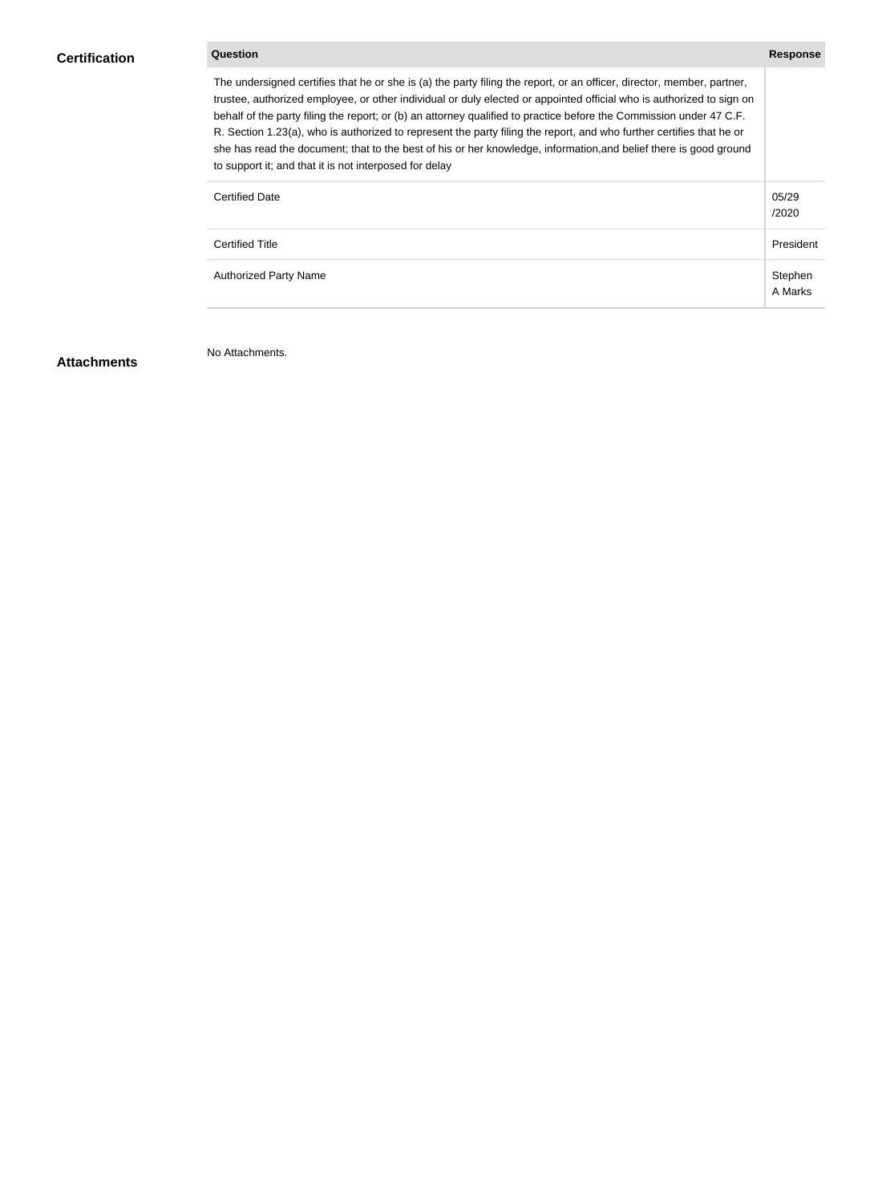## Certification

| Question | Response |
| --- | --- |
| The undersigned certifies that he or she is (a) the party filing the report, or an officer, director, member, partner, trustee, authorized employee, or other individual or duly elected or appointed official who is authorized to sign on behalf of the party filing the report; or (b) an attorney qualified to practice before the Commission under 47 C.F.R. Section 1.23(a), who is authorized to represent the party filing the report, and who further certifies that he or she has read the document; that to the best of his or her knowledge, information,and belief there is good ground to support it; and that it is not interposed for delay | |
| Certified Date | 05/29/2020 |
| Certified Title | President |
| Authorized Party Name | Stephen A Marks |

## Attachments

No Attachments.